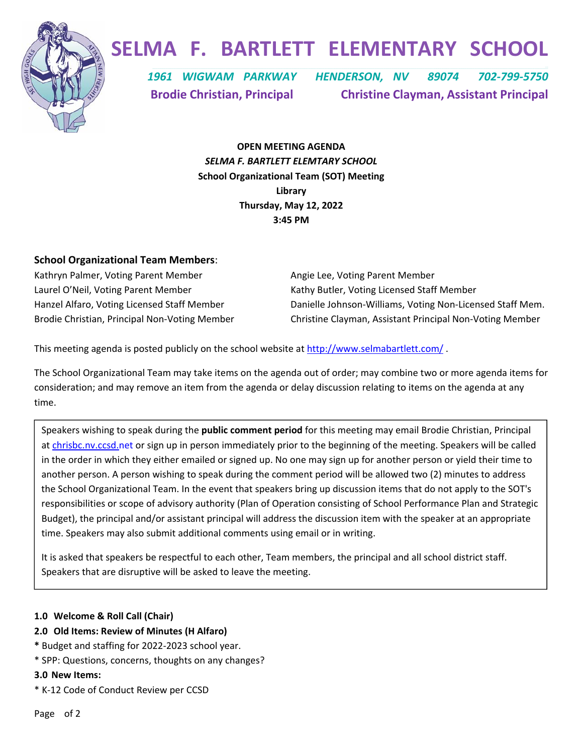# SELMA F. BARTLETT ELEMENTARY SCHOOL

*1961 WIGWAM PARKWAY HENDERSON, NV 89074 702-799-5750*

**Brodie Christian, Principal** **Christine Clayman, Assistant Principal**

**OPEN MEETING AGENDA**
***SELMA F. BARTLETT ELEMTARY SCHOOL***
**School Organizational Team (SOT) Meeting**
**Library**
**Thursday, May 12, 2022**
**3:45 PM**

**School Organizational Team Members**:

Kathryn Palmer, Voting Parent Member
Laurel O'Neil, Voting Parent Member
Hanzel Alfaro, Voting Licensed Staff Member
Brodie Christian, Principal Non-Voting Member
Angie Lee, Voting Parent Member
Kathy Butler, Voting Licensed Staff Member
Danielle Johnson-Williams, Voting Non-Licensed Staff Mem.
Christine Clayman, Assistant Principal Non-Voting Member

This meeting agenda is posted publicly on the school website at http://www.selmabartlett.com/ .

The School Organizational Team may take items on the agenda out of order; may combine two or more agenda items for consideration; and may remove an item from the agenda or delay discussion relating to items on the agenda at any time.

Speakers wishing to speak during the **public comment period** for this meeting may email Brodie Christian, Principal at chrisbc.nv.ccsd.net or sign up in person immediately prior to the beginning of the meeting. Speakers will be called in the order in which they either emailed or signed up. No one may sign up for another person or yield their time to another person. A person wishing to speak during the comment period will be allowed two (2) minutes to address the School Organizational Team. In the event that speakers bring up discussion items that do not apply to the SOT's responsibilities or scope of advisory authority (Plan of Operation consisting of School Performance Plan and Strategic Budget), the principal and/or assistant principal will address the discussion item with the speaker at an appropriate time. Speakers may also submit additional comments using email or in writing.

It is asked that speakers be respectful to each other, Team members, the principal and all school district staff. Speakers that are disruptive will be asked to leave the meeting.

**1.0 Welcome & Roll Call (Chair)**

**2.0 Old Items: Review of Minutes (H Alfaro)**

* Budget and staffing for 2022-2023 school year.
* SPP: Questions, concerns, thoughts on any changes?

**3.0 New Items:**

* K-12 Code of Conduct Review per CCSD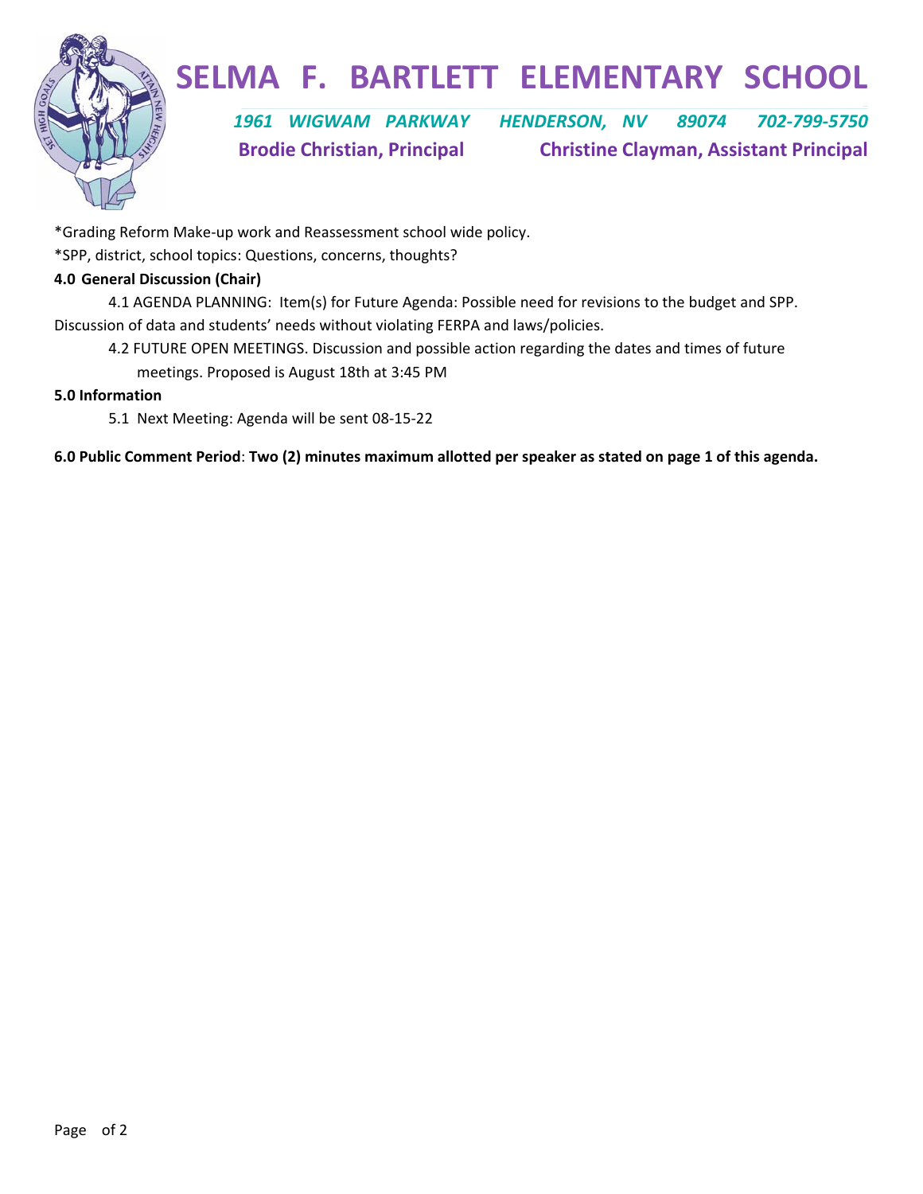# SELMA F. BARTLETT ELEMENTARY SCHOOL

*1961 WIGWAM PARKWAY HENDERSON, NV 89074 702-799-5750*

**Brodie Christian, Principal** **Christine Clayman, Assistant Principal**

*Grading Reform Make-up work and Reassessment school wide policy.

*SPP, district, school topics: Questions, concerns, thoughts?

**4.0 General Discussion (Chair)**

4.1 AGENDA PLANNING: Item(s) for Future Agenda: Possible need for revisions to the budget and SPP. Discussion of data and students' needs without violating FERPA and laws/policies.

4.2 FUTURE OPEN MEETINGS. Discussion and possible action regarding the dates and times of future meetings. Proposed is August 18th at 3:45 PM

**5.0 Information**

5.1 Next Meeting: Agenda will be sent 08-15-22

**6.0 Public Comment Period**: **Two (2) minutes maximum allotted per speaker as stated on page 1 of this agenda.**